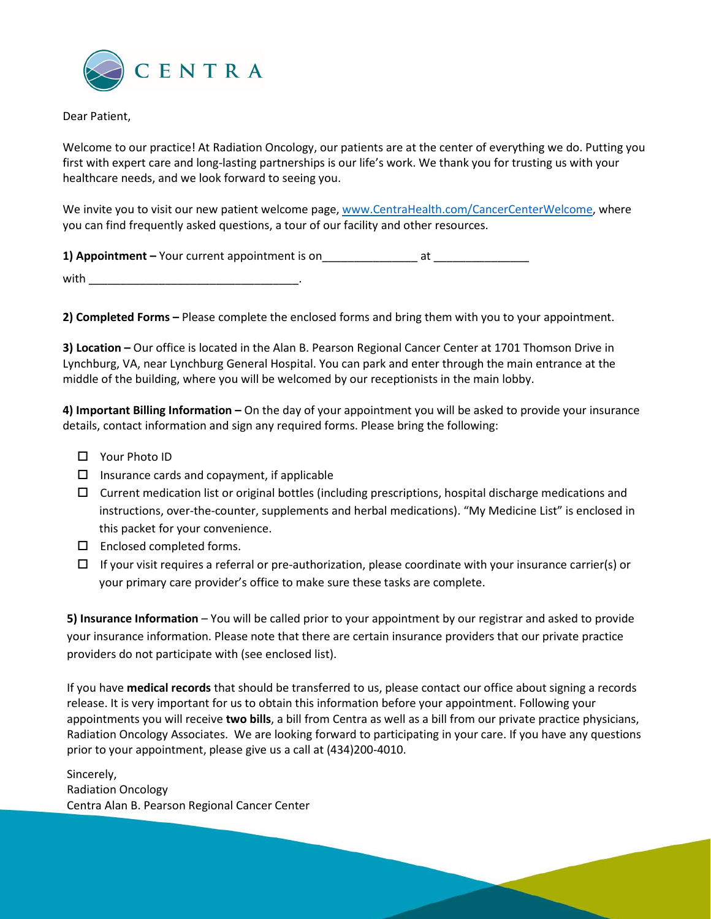CENTRA

Dear Patient,

Welcome to our practice! At Radiation Oncology, our patients are at the center of everything we do. Putting you first with expert care and long-lasting partnerships is our life's work. We thank you for trusting us with your healthcare needs, and we look forward to seeing you.

We invite you to visit our new patient welcome page, [www.CentraHealth.com/CancerCenterWelcome](http://www.CentraHealth.com/CancerCenterWelcome), where you can find frequently asked questions, a tour of our facility and other resources.

**1) Appointment –** Your current appointment is on_______________ at _______________

with __________________________________.

**2) Completed Forms –** Please complete the enclosed forms and bring them with you to your appointment.

**3) Location –** Our office is located in the Alan B. Pearson Regional Cancer Center at 1701 Thomson Drive in Lynchburg, VA, near Lynchburg General Hospital. You can park and enter through the main entrance at the middle of the building, where you will be welcomed by our receptionists in the main lobby.

**4) Important Billing Information –** On the day of your appointment you will be asked to provide your insurance details, contact information and sign any required forms. Please bring the following:

- ☐ Your Photo ID
- ☐ Insurance cards and copayment, if applicable
- ☐ Current medication list or original bottles (including prescriptions, hospital discharge medications and instructions, over-the-counter, supplements and herbal medications). "My Medicine List" is enclosed in this packet for your convenience.
- ☐ Enclosed completed forms.
- ☐ If your visit requires a referral or pre-authorization, please coordinate with your insurance carrier(s) or your primary care provider's office to make sure these tasks are complete.

**5) Insurance Information** – You will be called prior to your appointment by our registrar and asked to provide your insurance information. Please note that there are certain insurance providers that our private practice providers do not participate with (see enclosed list).

If you have **medical records** that should be transferred to us, please contact our office about signing a records release. It is very important for us to obtain this information before your appointment. Following your appointments you will receive **two bills**, a bill from Centra as well as a bill from our private practice physicians, Radiation Oncology Associates. We are looking forward to participating in your care. If you have any questions prior to your appointment, please give us a call at (434)200-4010.

Sincerely,
Radiation Oncology
Centra Alan B. Pearson Regional Cancer Center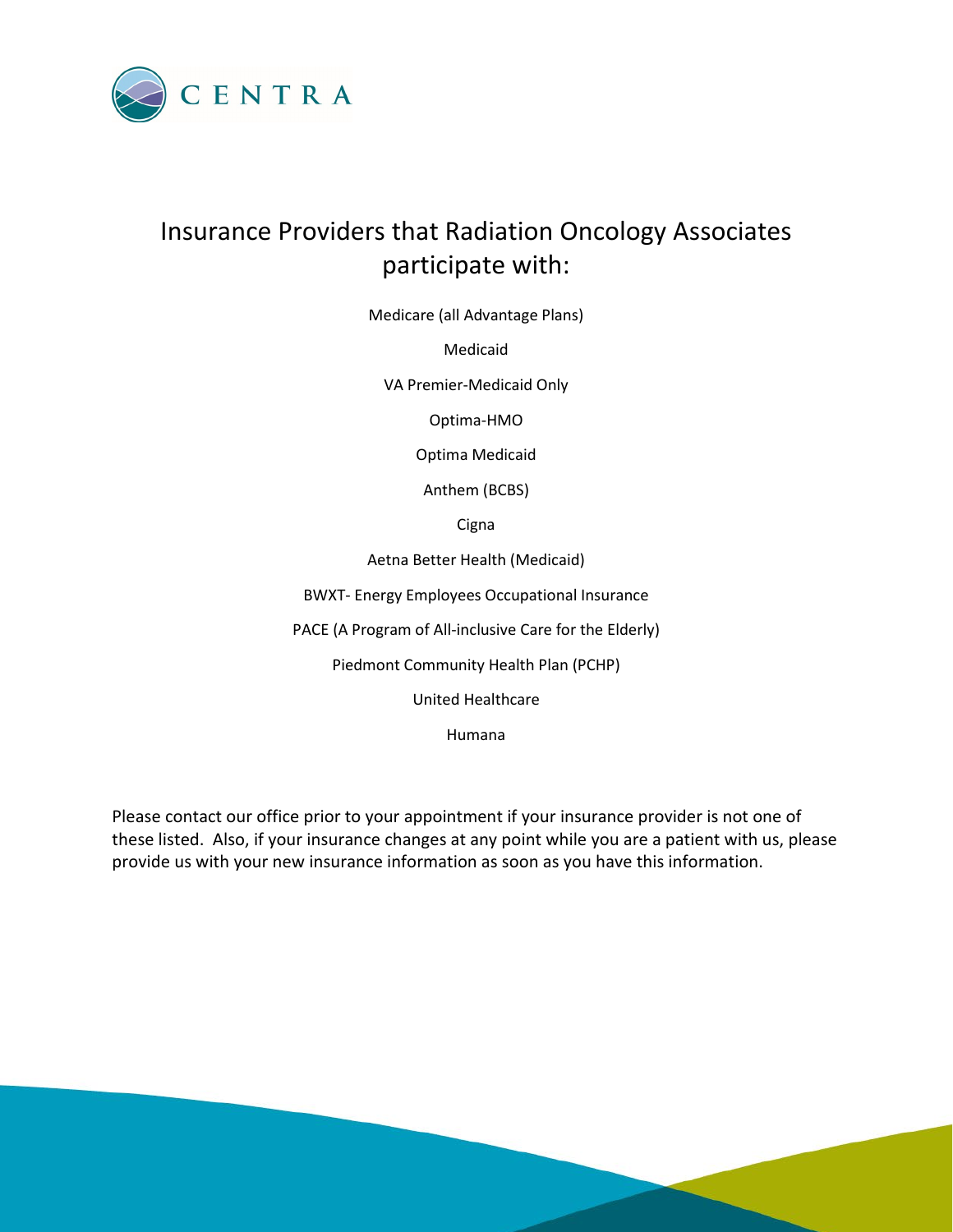CENTRA

# Insurance Providers that Radiation Oncology Associates participate with:

Medicare (all Advantage Plans)

Medicaid

VA Premier-Medicaid Only

Optima-HMO

Optima Medicaid

Anthem (BCBS)

Cigna

Aetna Better Health (Medicaid)

BWXT- Energy Employees Occupational Insurance

PACE (A Program of All-inclusive Care for the Elderly)

Piedmont Community Health Plan (PCHP)

United Healthcare

Humana

Please contact our office prior to your appointment if your insurance provider is not one of these listed. Also, if your insurance changes at any point while you are a patient with us, please provide us with your new insurance information as soon as you have this information.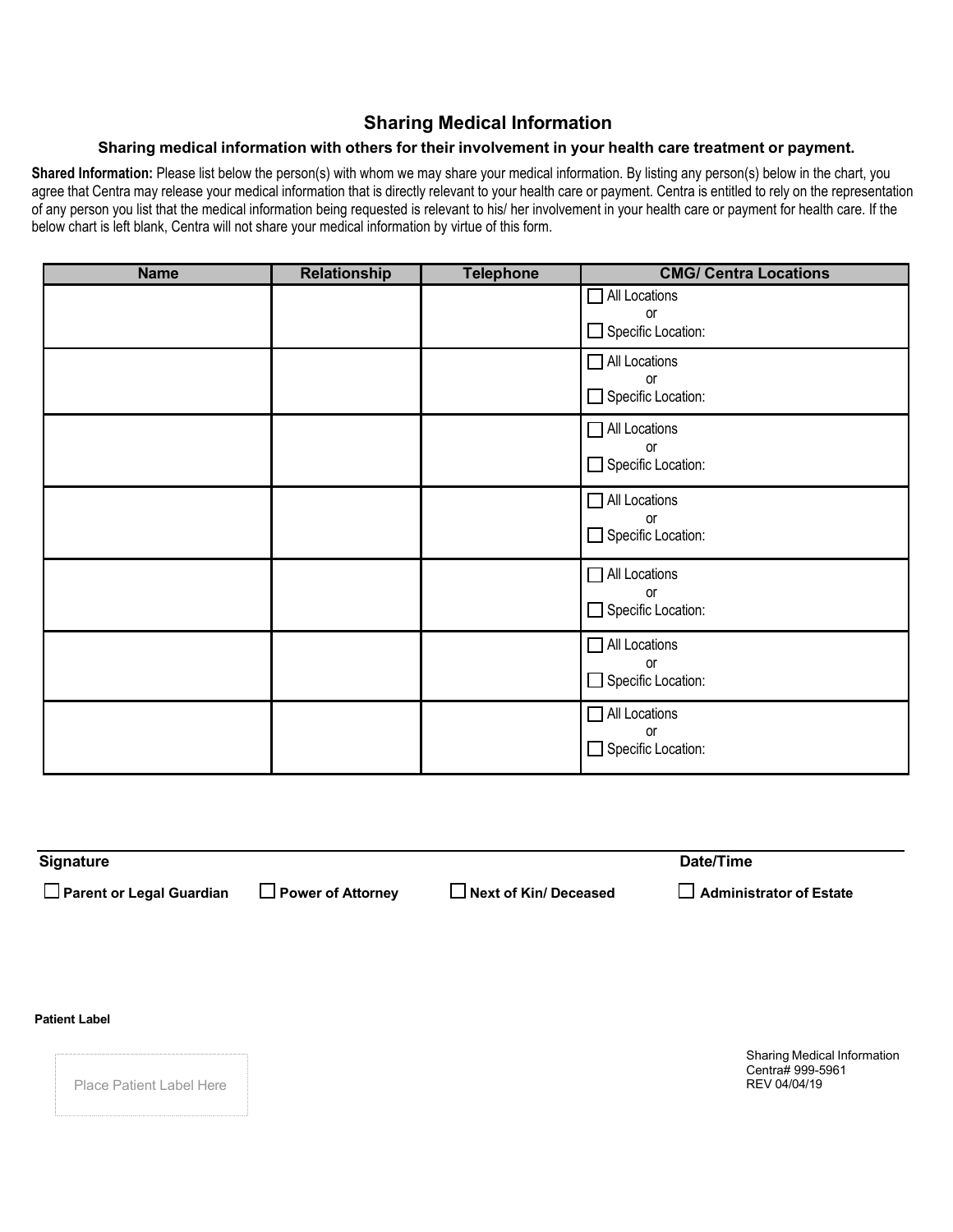# Sharing Medical Information

### Sharing medical information with others for their involvement in your health care treatment or payment.

**Shared Information:** Please list below the person(s) with whom we may share your medical information. By listing any person(s) below in the chart, you agree that Centra may release your medical information that is directly relevant to your health care or payment. Centra is entitled to rely on the representation of any person you list that the medical information being requested is relevant to his/ her involvement in your health care or payment for health care. If the below chart is left blank, Centra will not share your medical information by virtue of this form.

| Name | Relationship | Telephone | CMG/ Centra Locations |
|---|---|---|---|
| | | | ☐ All Locations or ☐ Specific Location: |
| | | | ☐ All Locations or ☐ Specific Location: |
| | | | ☐ All Locations or ☐ Specific Location: |
| | | | ☐ All Locations or ☐ Specific Location: |
| | | | ☐ All Locations or ☐ Specific Location: |
| | | | ☐ All Locations or ☐ Specific Location: |
| | | | ☐ All Locations or ☐ Specific Location: |

**Signature** **Date/Time**

☐ **Parent or Legal Guardian** ☐ **Power of Attorney** ☐ **Next of Kin/ Deceased** ☐ **Administrator of Estate**

**Patient Label**

Place Patient Label Here

Sharing Medical Information
Centra# 999-5961
REV 04/04/19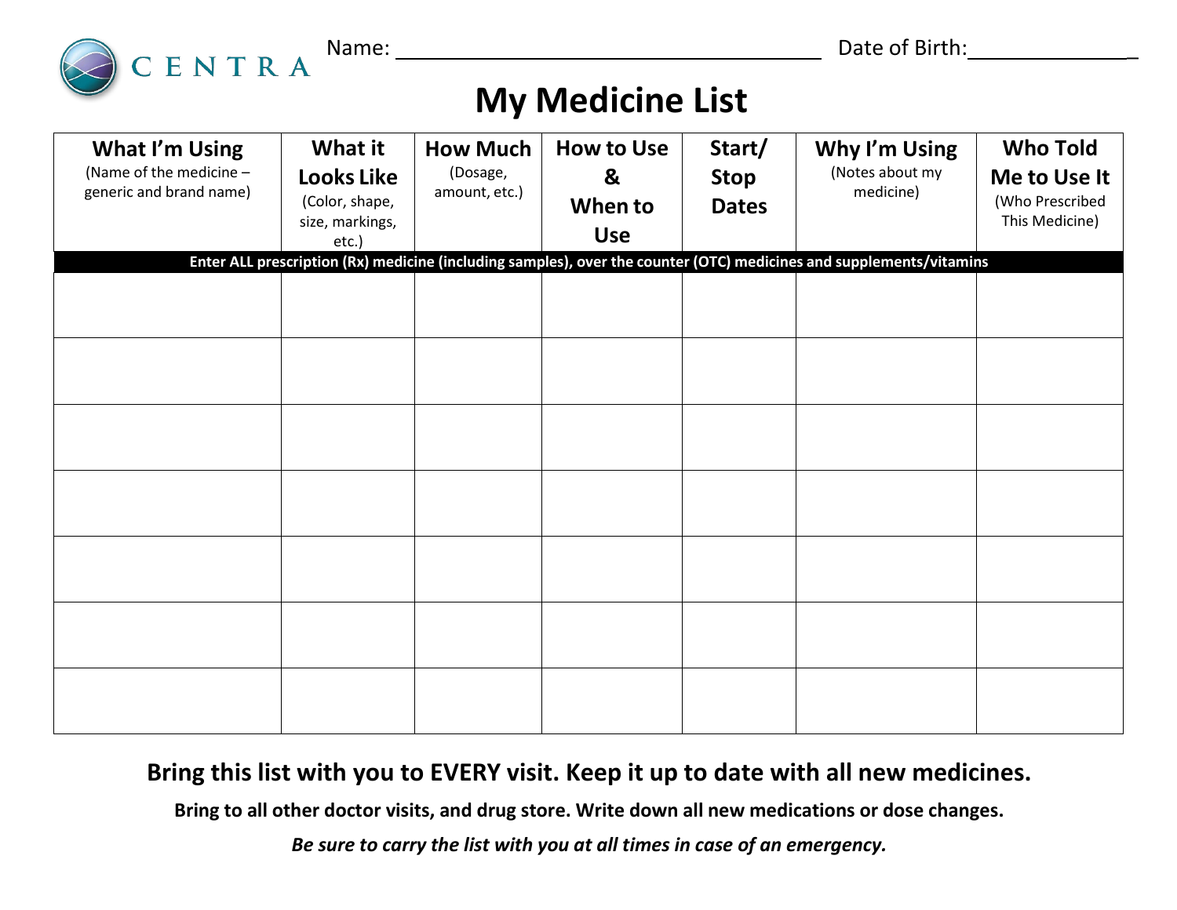CENTRA

Name: ____________________ Date of Birth: ______________

# My Medicine List

| What I'm Using (Name of the medicine – generic and brand name) | What it Looks Like (Color, shape, size, markings, etc.) | How Much (Dosage, amount, etc.) | How to Use & When to Use | Start/ Stop Dates | Why I'm Using (Notes about my medicine) | Who Told Me to Use It (Who Prescribed This Medicine) |
|---|---|---|---|---|---|---|
| **Enter ALL prescription (Rx) medicine (including samples), over the counter (OTC) medicines and supplements/vitamins** | | | | | | |
| | | | | | | |
| | | | | | | |
| | | | | | | |
| | | | | | | |
| | | | | | | |
| | | | | | | |
| | | | | | | |

**Bring this list with you to EVERY visit. Keep it up to date with all new medicines.**

**Bring to all other doctor visits, and drug store. Write down all new medications or dose changes.**

***Be sure to carry the list with you at all times in case of an emergency.***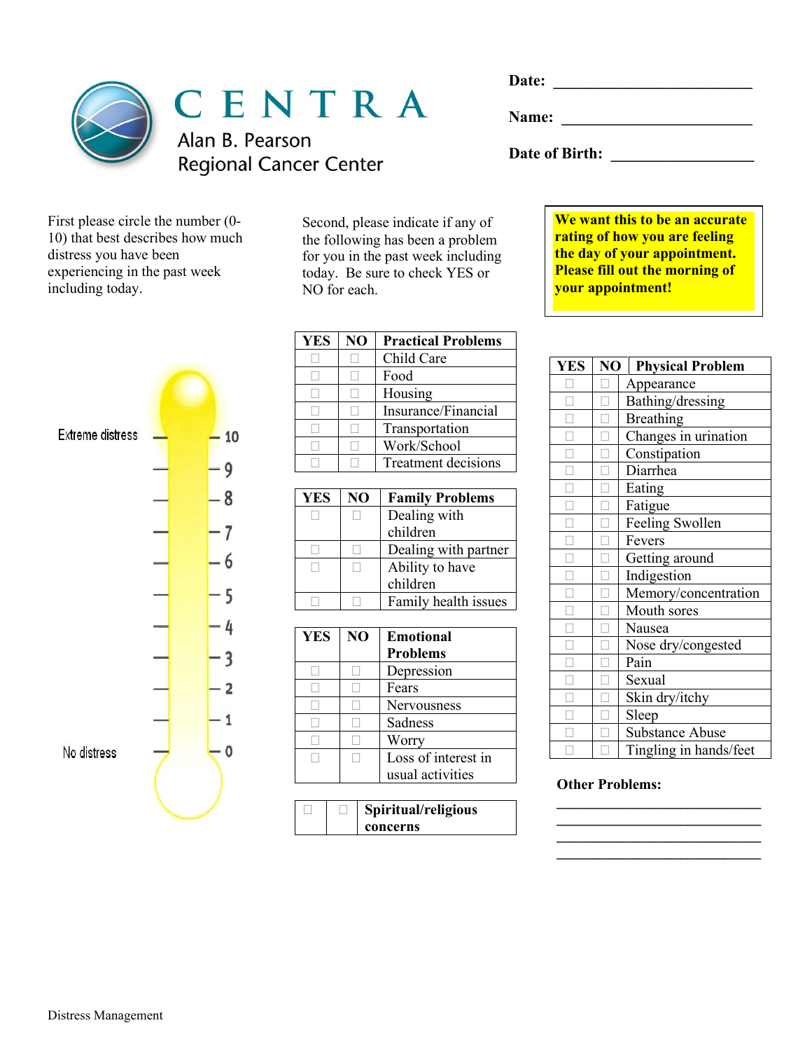# CENTRA

Alan B. Pearson
Regional Cancer Center

**Date:** ________________________

**Name:** ________________________

**Date of Birth:** __________________

First please circle the number (0-10) that best describes how much distress you have been experiencing in the past week including today.

Second, please indicate if any of the following has been a problem for you in the past week including today. Be sure to check YES or NO for each.

**We want this to be an accurate rating of how you are feeling the day of your appointment. Please fill out the morning of your appointment!**

Extreme distress — 10
9
8
7
6
5
4
3
2
1
No distress — 0

| YES | NO | Practical Problems |
|---|---|---|
| ☐ | ☐ | Child Care |
| ☐ | ☐ | Food |
| ☐ | ☐ | Housing |
| ☐ | ☐ | Insurance/Financial |
| ☐ | ☐ | Transportation |
| ☐ | ☐ | Work/School |
| ☐ | ☐ | Treatment decisions |

| YES | NO | Family Problems |
|---|---|---|
| ☐ | ☐ | Dealing with children |
| ☐ | ☐ | Dealing with partner |
| ☐ | ☐ | Ability to have children |
| ☐ | ☐ | Family health issues |

| YES | NO | Emotional Problems |
|---|---|---|
| ☐ | ☐ | Depression |
| ☐ | ☐ | Fears |
| ☐ | ☐ | Nervousness |
| ☐ | ☐ | Sadness |
| ☐ | ☐ | Worry |
| ☐ | ☐ | Loss of interest in usual activities |

| | | |
|---|---|---|
| ☐ | ☐ | **Spiritual/religious concerns** |

| YES | NO | Physical Problem |
|---|---|---|
| ☐ | ☐ | Appearance |
| ☐ | ☐ | Bathing/dressing |
| ☐ | ☐ | Breathing |
| ☐ | ☐ | Changes in urination |
| ☐ | ☐ | Constipation |
| ☐ | ☐ | Diarrhea |
| ☐ | ☐ | Eating |
| ☐ | ☐ | Fatigue |
| ☐ | ☐ | Feeling Swollen |
| ☐ | ☐ | Fevers |
| ☐ | ☐ | Getting around |
| ☐ | ☐ | Indigestion |
| ☐ | ☐ | Memory/concentration |
| ☐ | ☐ | Mouth sores |
| ☐ | ☐ | Nausea |
| ☐ | ☐ | Nose dry/congested |
| ☐ | ☐ | Pain |
| ☐ | ☐ | Sexual |
| ☐ | ☐ | Skin dry/itchy |
| ☐ | ☐ | Sleep |
| ☐ | ☐ | Substance Abuse |
| ☐ | ☐ | Tingling in hands/feet |

**Other Problems:**

______________________________

______________________________

______________________________

______________________________

Distress Management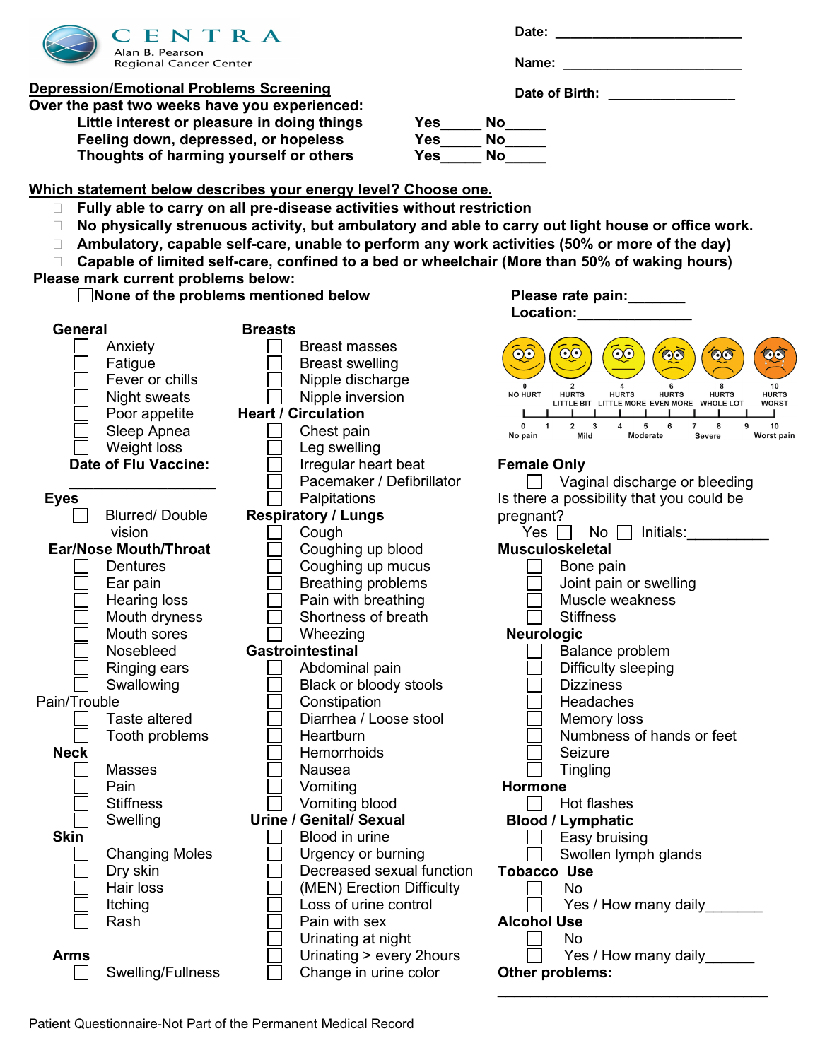**CENTRA**
Alan B. Pearson
Regional Cancer Center

Date: ________________________

Name: ________________________

Date of Birth: ________________

## Depression/Emotional Problems Screening

**Over the past two weeks have you experienced:**

| | | |
|---|---|---|
| **Little interest or pleasure in doing things** | **Yes_____** | **No_____** |
| **Feeling down, depressed, or hopeless** | **Yes_____** | **No_____** |
| **Thoughts of harming yourself or others** | **Yes_____** | **No_____** |

## Which statement below describes your energy level? Choose one.

- ☐ **Fully able to carry on all pre-disease activities without restriction**
- ☐ **No physically strenuous activity, but ambulatory and able to carry out light house or office work.**
- ☐ **Ambulatory, capable self-care, unable to perform any work activities (50% or more of the day)**
- ☐ **Capable of limited self-care, confined to a bed or wheelchair (More than 50% of waking hours)**

**Please mark current problems below:**

☐ **None of the problems mentioned below**

**Please rate pain:_______**
**Location:______________**

| 0 | 2 | 4 | 6 | 8 | 10 |
|---|---|---|---|---|---|
| NO HURT | HURTS LITTLE BIT | HURTS LITTLE MORE | HURTS EVEN MORE | HURTS WHOLE LOT | HURTS WORST |

0 No pain — 1 — 2 — 3 Mild — 4 — 5 Moderate — 6 — 7 — 8 Severe — 9 — 10 Worst pain

**General**
- ☐ Anxiety
- ☐ Fatigue
- ☐ Fever or chills
- ☐ Night sweats
- ☐ Poor appetite
- ☐ Sleep Apnea
- ☐ Weight loss

**Date of Flu Vaccine:** ________________

**Eyes**
- ☐ Blurred/ Double vision

**Ear/Nose Mouth/Throat**
- ☐ Dentures
- ☐ Ear pain
- ☐ Hearing loss
- ☐ Mouth dryness
- ☐ Mouth sores
- ☐ Nosebleed
- ☐ Ringing ears
- ☐ Swallowing Pain/Trouble
- ☐ Taste altered
- ☐ Tooth problems

**Neck**
- ☐ Masses
- ☐ Pain
- ☐ Stiffness
- ☐ Swelling

**Skin**
- ☐ Changing Moles
- ☐ Dry skin
- ☐ Hair loss
- ☐ Itching
- ☐ Rash

**Arms**
- ☐ Swelling/Fullness

**Breasts**
- ☐ Breast masses
- ☐ Breast swelling
- ☐ Nipple discharge
- ☐ Nipple inversion

**Heart / Circulation**
- ☐ Chest pain
- ☐ Leg swelling
- ☐ Irregular heart beat
- ☐ Pacemaker / Defibrillator
- ☐ Palpitations

**Respiratory / Lungs**
- ☐ Cough
- ☐ Coughing up blood
- ☐ Coughing up mucus
- ☐ Breathing problems
- ☐ Pain with breathing
- ☐ Shortness of breath
- ☐ Wheezing

**Gastrointestinal**
- ☐ Abdominal pain
- ☐ Black or bloody stools
- ☐ Constipation
- ☐ Diarrhea / Loose stool
- ☐ Heartburn
- ☐ Hemorrhoids
- ☐ Nausea
- ☐ Vomiting
- ☐ Vomiting blood

**Urine / Genital/ Sexual**
- ☐ Blood in urine
- ☐ Urgency or burning
- ☐ Decreased sexual function
- ☐ (MEN) Erection Difficulty
- ☐ Loss of urine control
- ☐ Pain with sex
- ☐ Urinating at night
- ☐ Urinating > every 2hours
- ☐ Change in urine color

**Female Only**
- ☐ Vaginal discharge or bleeding

Is there a possibility that you could be pregnant?
Yes ☐ No ☐ Initials:__________

**Musculoskeletal**
- ☐ Bone pain
- ☐ Joint pain or swelling
- ☐ Muscle weakness
- ☐ Stiffness

**Neurologic**
- ☐ Balance problem
- ☐ Difficulty sleeping
- ☐ Dizziness
- ☐ Headaches
- ☐ Memory loss
- ☐ Numbness of hands or feet
- ☐ Seizure
- ☐ Tingling

**Hormone**
- ☐ Hot flashes

**Blood / Lymphatic**
- ☐ Easy bruising
- ☐ Swollen lymph glands

**Tobacco Use**
- ☐ No
- ☐ Yes / How many daily_______

**Alcohol Use**
- ☐ No
- ☐ Yes / How many daily______

**Other problems:**

________________________________

Patient Questionnaire-Not Part of the Permanent Medical Record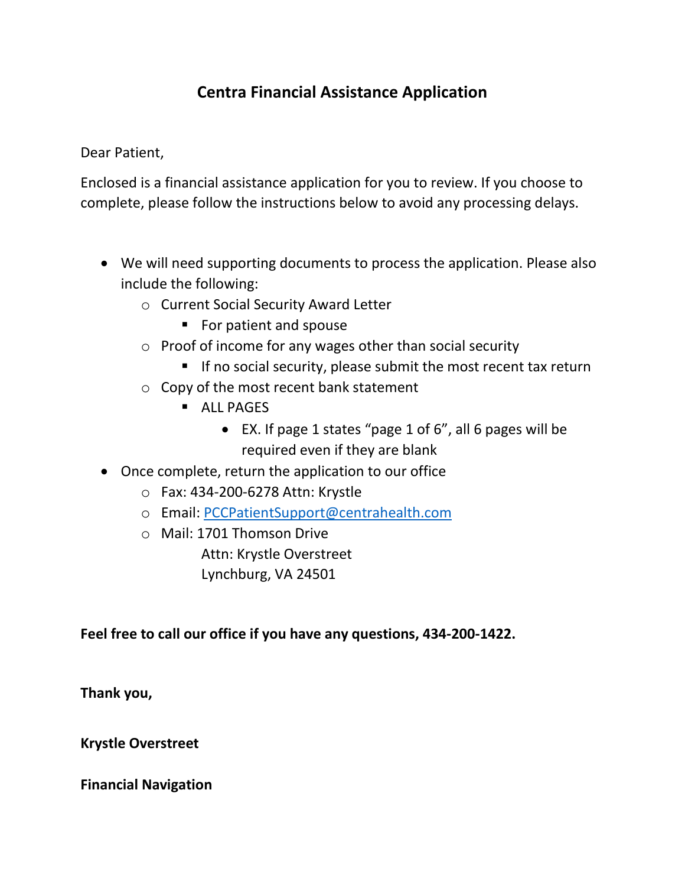# Centra Financial Assistance Application

Dear Patient,

Enclosed is a financial assistance application for you to review. If you choose to complete, please follow the instructions below to avoid any processing delays.

- We will need supporting documents to process the application. Please also include the following:
  - Current Social Security Award Letter
    - For patient and spouse
  - Proof of income for any wages other than social security
    - If no social security, please submit the most recent tax return
  - Copy of the most recent bank statement
    - ALL PAGES
      - EX. If page 1 states "page 1 of 6", all 6 pages will be required even if they are blank
- Once complete, return the application to our office
  - Fax: 434-200-6278 Attn: Krystle
  - Email: PCCPatientSupport@centrahealth.com
  - Mail: 1701 Thomson Drive
    Attn: Krystle Overstreet
    Lynchburg, VA 24501

**Feel free to call our office if you have any questions, 434-200-1422.**

**Thank you,**

**Krystle Overstreet**

**Financial Navigation**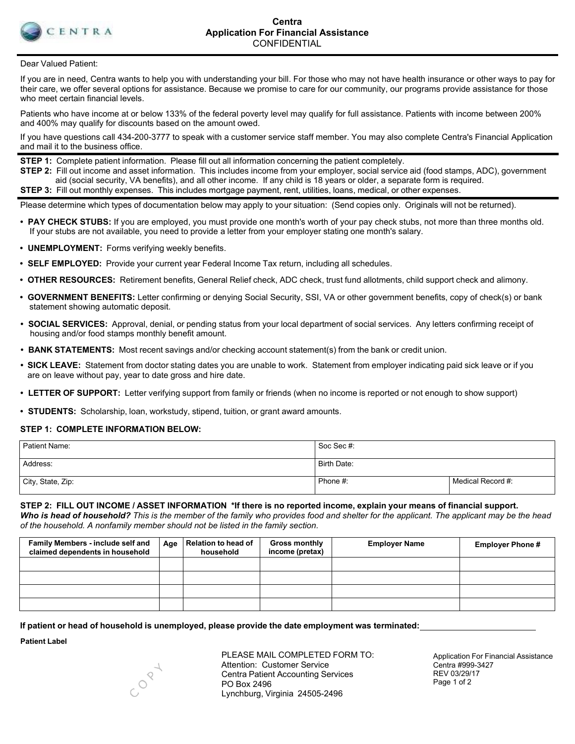# Centra
## Application For Financial Assistance
CONFIDENTIAL

Dear Valued Patient:

If you are in need, Centra wants to help you with understanding your bill. For those who may not have health insurance or other ways to pay for their care, we offer several options for assistance. Because we promise to care for our community, our programs provide assistance for those who meet certain financial levels.

Patients who have income at or below 133% of the federal poverty level may qualify for full assistance. Patients with income between 200% and 400% may qualify for discounts based on the amount owed.

If you have questions call 434-200-3777 to speak with a customer service staff member. You may also complete Centra's Financial Application and mail it to the business office.

**STEP 1:** Complete patient information. Please fill out all information concerning the patient completely.
**STEP 2:** Fill out income and asset information. This includes income from your employer, social service aid (food stamps, ADC), government aid (social security, VA benefits), and all other income. If any child is 18 years or older, a separate form is required.
**STEP 3:** Fill out monthly expenses. This includes mortgage payment, rent, utilities, loans, medical, or other expenses.

Please determine which types of documentation below may apply to your situation: (Send copies only. Originals will not be returned).

- **PAY CHECK STUBS:** If you are employed, you must provide one month's worth of your pay check stubs, not more than three months old. If your stubs are not available, you need to provide a letter from your employer stating one month's salary.
- **UNEMPLOYMENT:** Forms verifying weekly benefits.
- **SELF EMPLOYED:** Provide your current year Federal Income Tax return, including all schedules.
- **OTHER RESOURCES:** Retirement benefits, General Relief check, ADC check, trust fund allotments, child support check and alimony.
- **GOVERNMENT BENEFITS:** Letter confirming or denying Social Security, SSI, VA or other government benefits, copy of check(s) or bank statement showing automatic deposit.
- **SOCIAL SERVICES:** Approval, denial, or pending status from your local department of social services. Any letters confirming receipt of housing and/or food stamps monthly benefit amount.
- **BANK STATEMENTS:** Most recent savings and/or checking account statement(s) from the bank or credit union.
- **SICK LEAVE:** Statement from doctor stating dates you are unable to work. Statement from employer indicating paid sick leave or if you are on leave without pay, year to date gross and hire date.
- **LETTER OF SUPPORT:** Letter verifying support from family or friends (when no income is reported or not enough to show support)
- **STUDENTS:** Scholarship, loan, workstudy, stipend, tuition, or grant award amounts.

### STEP 1: COMPLETE INFORMATION BELOW:

| Patient Name: | Soc Sec #: | |
|---|---|---|
| Address: | Birth Date: | |
| City, State, Zip: | Phone #: | Medical Record #: |

### STEP 2: FILL OUT INCOME / ASSET INFORMATION *If there is no reported income, explain your means of financial support.

***Who is head of household?*** *This is the member of the family who provides food and shelter for the applicant. The applicant may be the head of the household. A nonfamily member should not be listed in the family section.*

| Family Members - include self and claimed dependents in household | Age | Relation to head of household | Gross monthly income (pretax) | Employer Name | Employer Phone # |
|---|---|---|---|---|---|
| | | | | | |
| | | | | | |
| | | | | | |
| | | | | | |

**If patient or head of household is unemployed, please provide the date employment was terminated:**\_\_\_\_\_\_\_\_\_\_\_\_\_\_\_\_\_\_\_\_

**Patient Label**

COPY

PLEASE MAIL COMPLETED FORM TO:
Attention: Customer Service
Centra Patient Accounting Services
PO Box 2496
Lynchburg, Virginia 24505-2496

Application For Financial Assistance
Centra #999-3427
REV 03/29/17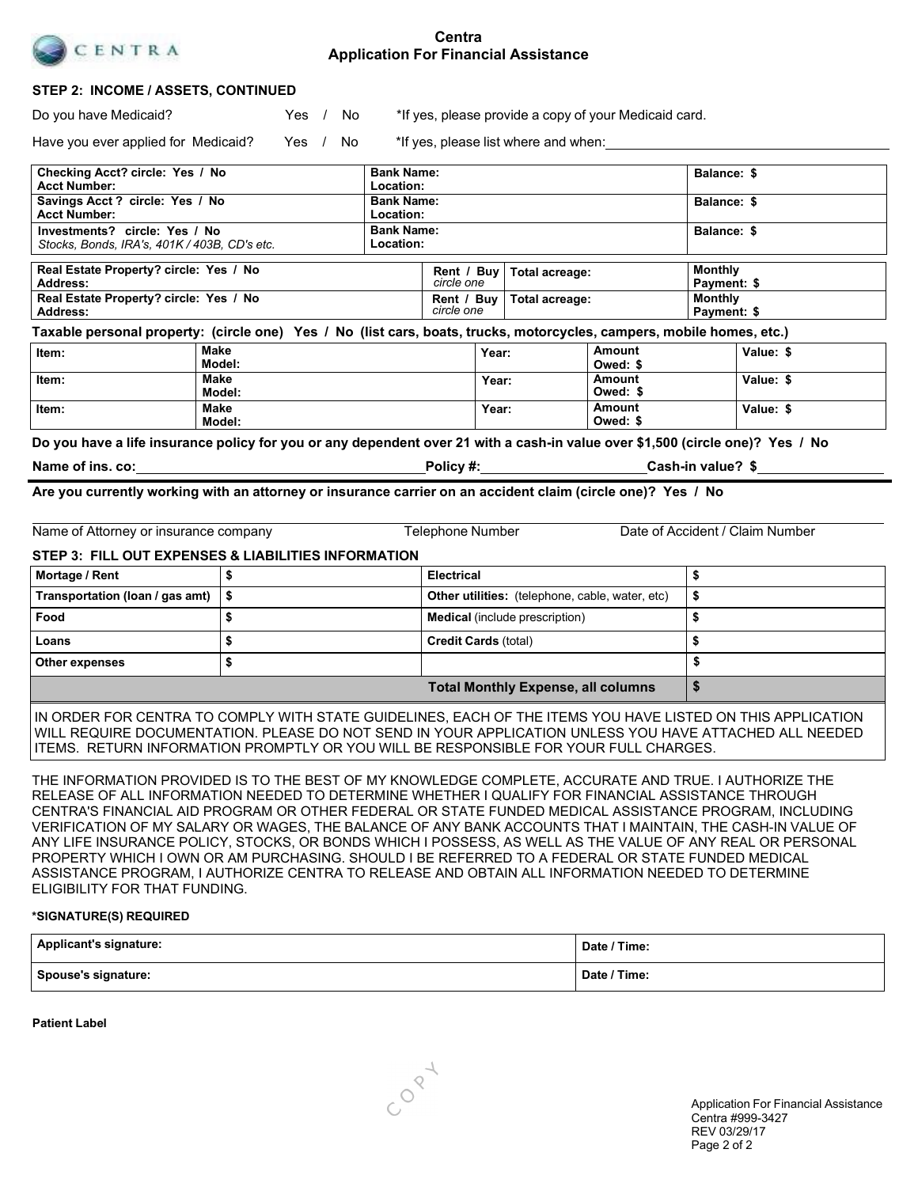# Centra
## Application For Financial Assistance

### STEP 2: INCOME / ASSETS, CONTINUED

Do you have Medicaid? Yes / No *If yes, please provide a copy of your Medicaid card.

Have you ever applied for Medicaid? Yes / No *If yes, please list where and when:\_\_\_\_\_\_\_\_\_\_\_\_\_\_\_\_\_\_\_\_

| | | |
|---|---|---|
| **Checking Acct? circle: Yes / No**<br>**Acct Number:** | **Bank Name:**<br>**Location:** | **Balance: $** |
| **Savings Acct ? circle: Yes / No**<br>**Acct Number:** | **Bank Name:**<br>**Location:** | **Balance: $** |
| **Investments? circle: Yes / No**<br>*Stocks, Bonds, IRA's, 401K / 403B, CD's etc.* | **Bank Name:**<br>**Location:** | **Balance: $** |

| | | | |
|---|---|---|---|
| **Real Estate Property? circle: Yes / No**<br>**Address:** | **Rent / Buy**<br>*circle one* | **Total acreage:** | **Monthly**<br>**Payment: $** |
| **Real Estate Property? circle: Yes / No**<br>**Address:** | **Rent / Buy**<br>*circle one* | **Total acreage:** | **Monthly**<br>**Payment: $** |

**Taxable personal property: (circle one) Yes / No (list cars, boats, trucks, motorcycles, campers, mobile homes, etc.)**

| | | | | |
|---|---|---|---|---|
| **Item:** | **Make**<br>**Model:** | **Year:** | **Amount**<br>**Owed: $** | **Value: $** |
| **Item:** | **Make**<br>**Model:** | **Year:** | **Amount**<br>**Owed: $** | **Value: $** |
| **Item:** | **Make**<br>**Model:** | **Year:** | **Amount**<br>**Owed: $** | **Value: $** |

**Do you have a life insurance policy for you or any dependent over 21 with a cash-in value over $1,500 (circle one)? Yes / No**

**Name of ins. co:**\_\_\_\_\_\_\_\_\_\_\_\_\_\_\_\_\_\_\_\_ **Policy #:**\_\_\_\_\_\_\_\_\_\_\_\_\_\_\_\_ **Cash-in value? $**\_\_\_\_\_\_\_\_\_\_

**Are you currently working with an attorney or insurance carrier on an accident claim (circle one)? Yes / No**

\_\_\_\_\_\_\_\_\_\_\_\_\_\_\_\_\_\_\_\_\_\_\_\_\_\_\_\_\_\_\_\_\_\_\_\_\_\_\_\_\_\_\_\_\_\_\_\_\_\_\_\_\_\_\_\_\_\_\_\_

Name of Attorney or insurance company | Telephone Number | Date of Accident / Claim Number

### STEP 3: FILL OUT EXPENSES & LIABILITIES INFORMATION

| | | | |
|---|---|---|---|
| **Mortage / Rent** | **$** | **Electrical** | **$** |
| **Transportation (loan / gas amt)** | **$** | **Other utilities:** (telephone, cable, water, etc) | **$** |
| **Food** | **$** | **Medical** (include prescription) | **$** |
| **Loans** | **$** | **Credit Cards** (total) | **$** |
| **Other expenses** | **$** | | **$** |
| | | **Total Monthly Expense, all columns** | **$** |

IN ORDER FOR CENTRA TO COMPLY WITH STATE GUIDELINES, EACH OF THE ITEMS YOU HAVE LISTED ON THIS APPLICATION WILL REQUIRE DOCUMENTATION. PLEASE DO NOT SEND IN YOUR APPLICATION UNLESS YOU HAVE ATTACHED ALL NEEDED ITEMS. RETURN INFORMATION PROMPTLY OR YOU WILL BE RESPONSIBLE FOR YOUR FULL CHARGES.

THE INFORMATION PROVIDED IS TO THE BEST OF MY KNOWLEDGE COMPLETE, ACCURATE AND TRUE. I AUTHORIZE THE RELEASE OF ALL INFORMATION NEEDED TO DETERMINE WHETHER I QUALIFY FOR FINANCIAL ASSISTANCE THROUGH CENTRA'S FINANCIAL AID PROGRAM OR OTHER FEDERAL OR STATE FUNDED MEDICAL ASSISTANCE PROGRAM, INCLUDING VERIFICATION OF MY SALARY OR WAGES, THE BALANCE OF ANY BANK ACCOUNTS THAT I MAINTAIN, THE CASH-IN VALUE OF ANY LIFE INSURANCE POLICY, STOCKS, OR BONDS WHICH I POSSESS, AS WELL AS THE VALUE OF ANY REAL OR PERSONAL PROPERTY WHICH I OWN OR AM PURCHASING. SHOULD I BE REFERRED TO A FEDERAL OR STATE FUNDED MEDICAL ASSISTANCE PROGRAM, I AUTHORIZE CENTRA TO RELEASE AND OBTAIN ALL INFORMATION NEEDED TO DETERMINE ELIGIBILITY FOR THAT FUNDING.

**\*SIGNATURE(S) REQUIRED**

| | |
|---|---|
| **Applicant's signature:** | **Date / Time:** |
| **Spouse's signature:** | **Date / Time:** |

**Patient Label**

COPY

Application For Financial Assistance
Centra #999-3427
REV 03/29/17